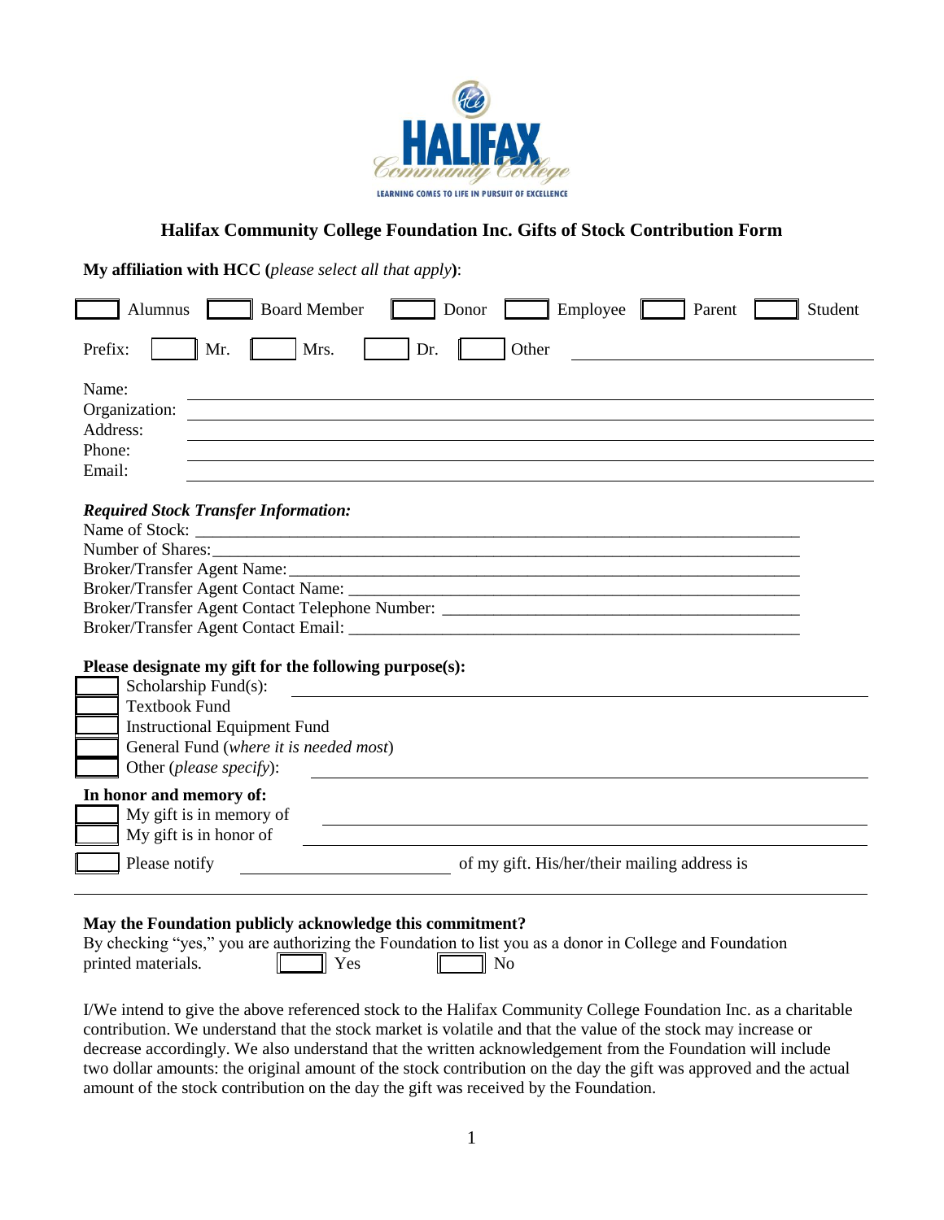# Halifax Community College Foundation Inc. Gifts of Stock Contribution Form

**My affiliation with HCC (*please select all that apply*):**

☐ Alumnus ☐ Board Member ☐ Donor ☐ Employee ☐ Parent ☐ Student

Prefix: ☐ Mr. ☐ Mrs. ☐ Dr. ☐ Other ______________________

Name: ______________________

Organization: ______________________

Address: ______________________

Phone: ______________________

Email: ______________________

***Required Stock Transfer Information:***

Name of Stock: ______________________

Number of Shares: ______________________

Broker/Transfer Agent Name: ______________________

Broker/Transfer Agent Contact Name: ______________________

Broker/Transfer Agent Contact Telephone Number: ______________________

Broker/Transfer Agent Contact Email: ______________________

**Please designate my gift for the following purpose(s):**

☐ Scholarship Fund(s): ______________________

☐ Textbook Fund

☐ Instructional Equipment Fund

☐ General Fund (*where it is needed most*)

☐ Other (*please specify*): ______________________

**In honor and memory of:**

☐ My gift is in memory of ______________________

☐ My gift is in honor of ______________________

☐ Please notify ______________ of my gift. His/her/their mailing address is

---

**May the Foundation publicly acknowledge this commitment?**

By checking "yes," you are authorizing the Foundation to list you as a donor in College and Foundation printed materials. ☐ Yes ☐ No

I/We intend to give the above referenced stock to the Halifax Community College Foundation Inc. as a charitable contribution. We understand that the stock market is volatile and that the value of the stock may increase or decrease accordingly. We also understand that the written acknowledgement from the Foundation will include two dollar amounts: the original amount of the stock contribution on the day the gift was approved and the actual amount of the stock contribution on the day the gift was received by the Foundation.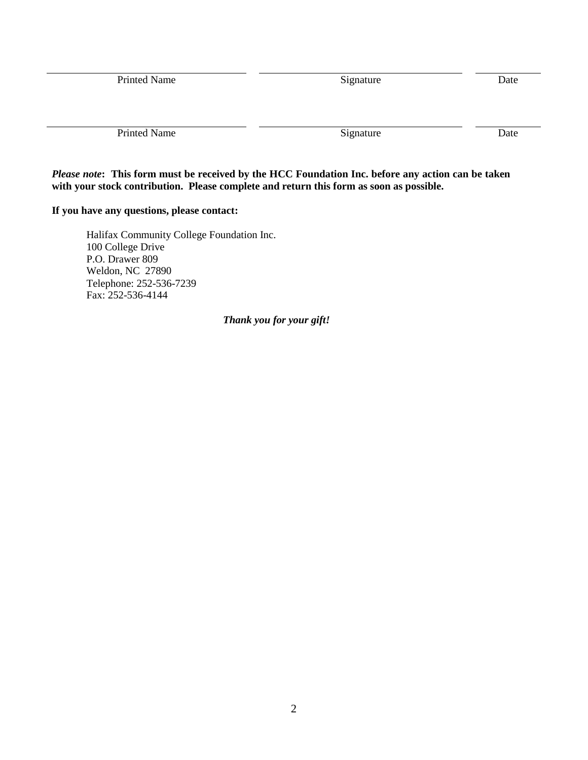| Printed Name | Signature | Date |
|---|---|---|
| | | |
| Printed Name | Signature | Date |

***Please note*: This form must be received by the HCC Foundation Inc. before any action can be taken with your stock contribution. Please complete and return this form as soon as possible.**

**If you have any questions, please contact:**

Halifax Community College Foundation Inc.
100 College Drive
P.O. Drawer 809
Weldon, NC 27890
Telephone: 252-536-7239
Fax: 252-536-4144

***Thank you for your gift!***